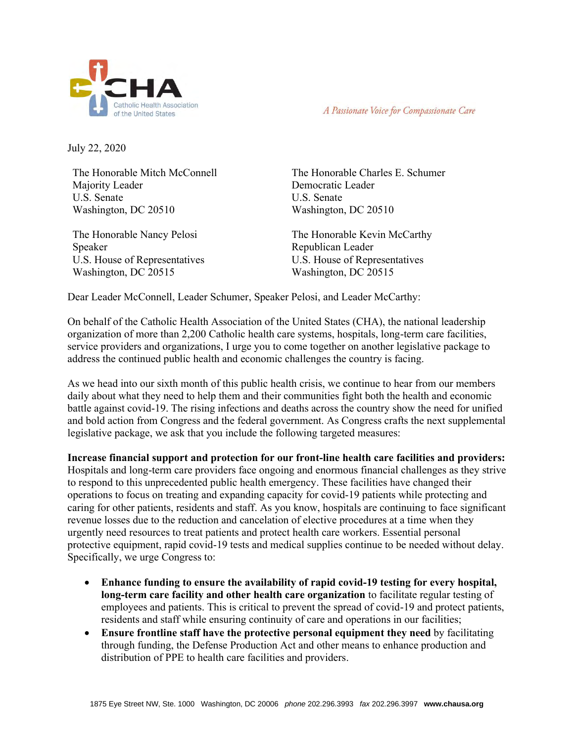CHA
Catholic Health Association of the United States

*A Passionate Voice for Compassionate Care*

July 22, 2020

The Honorable Mitch McConnell
Majority Leader
U.S. Senate
Washington, DC 20510

The Honorable Charles E. Schumer
Democratic Leader
U.S. Senate
Washington, DC 20510

The Honorable Nancy Pelosi
Speaker
U.S. House of Representatives
Washington, DC 20515

The Honorable Kevin McCarthy
Republican Leader
U.S. House of Representatives
Washington, DC 20515

Dear Leader McConnell, Leader Schumer, Speaker Pelosi, and Leader McCarthy:

On behalf of the Catholic Health Association of the United States (CHA), the national leadership organization of more than 2,200 Catholic health care systems, hospitals, long-term care facilities, service providers and organizations, I urge you to come together on another legislative package to address the continued public health and economic challenges the country is facing.

As we head into our sixth month of this public health crisis, we continue to hear from our members daily about what they need to help them and their communities fight both the health and economic battle against covid-19. The rising infections and deaths across the country show the need for unified and bold action from Congress and the federal government. As Congress crafts the next supplemental legislative package, we ask that you include the following targeted measures:

**Increase financial support and protection for our front-line health care facilities and providers:** Hospitals and long-term care providers face ongoing and enormous financial challenges as they strive to respond to this unprecedented public health emergency. These facilities have changed their operations to focus on treating and expanding capacity for covid-19 patients while protecting and caring for other patients, residents and staff. As you know, hospitals are continuing to face significant revenue losses due to the reduction and cancelation of elective procedures at a time when they urgently need resources to treat patients and protect health care workers. Essential personal protective equipment, rapid covid-19 tests and medical supplies continue to be needed without delay. Specifically, we urge Congress to:

- **Enhance funding to ensure the availability of rapid covid-19 testing for every hospital, long-term care facility and other health care organization** to facilitate regular testing of employees and patients. This is critical to prevent the spread of covid-19 and protect patients, residents and staff while ensuring continuity of care and operations in our facilities;
- **Ensure frontline staff have the protective personal equipment they need** by facilitating through funding, the Defense Production Act and other means to enhance production and distribution of PPE to health care facilities and providers.

1875 Eye Street NW, Ste. 1000 Washington, DC 20006 *phone* 202.296.3993 *fax* 202.296.3997 **www.chausa.org**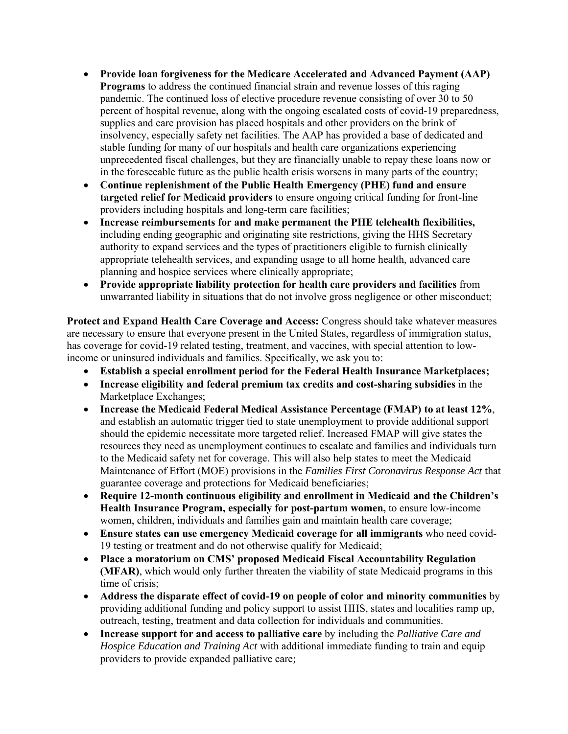- **Provide loan forgiveness for the Medicare Accelerated and Advanced Payment (AAP) Programs** to address the continued financial strain and revenue losses of this raging pandemic. The continued loss of elective procedure revenue consisting of over 30 to 50 percent of hospital revenue, along with the ongoing escalated costs of covid-19 preparedness, supplies and care provision has placed hospitals and other providers on the brink of insolvency, especially safety net facilities. The AAP has provided a base of dedicated and stable funding for many of our hospitals and health care organizations experiencing unprecedented fiscal challenges, but they are financially unable to repay these loans now or in the foreseeable future as the public health crisis worsens in many parts of the country;
- **Continue replenishment of the Public Health Emergency (PHE) fund and ensure targeted relief for Medicaid providers** to ensure ongoing critical funding for front-line providers including hospitals and long-term care facilities;
- **Increase reimbursements for and make permanent the PHE telehealth flexibilities,** including ending geographic and originating site restrictions, giving the HHS Secretary authority to expand services and the types of practitioners eligible to furnish clinically appropriate telehealth services, and expanding usage to all home health, advanced care planning and hospice services where clinically appropriate;
- **Provide appropriate liability protection for health care providers and facilities** from unwarranted liability in situations that do not involve gross negligence or other misconduct;

**Protect and Expand Health Care Coverage and Access:** Congress should take whatever measures are necessary to ensure that everyone present in the United States, regardless of immigration status, has coverage for covid-19 related testing, treatment, and vaccines, with special attention to low-income or uninsured individuals and families. Specifically, we ask you to:

- **Establish a special enrollment period for the Federal Health Insurance Marketplaces;**
- **Increase eligibility and federal premium tax credits and cost-sharing subsidies** in the Marketplace Exchanges;
- **Increase the Medicaid Federal Medical Assistance Percentage (FMAP) to at least 12%**, and establish an automatic trigger tied to state unemployment to provide additional support should the epidemic necessitate more targeted relief. Increased FMAP will give states the resources they need as unemployment continues to escalate and families and individuals turn to the Medicaid safety net for coverage. This will also help states to meet the Medicaid Maintenance of Effort (MOE) provisions in the *Families First Coronavirus Response Act* that guarantee coverage and protections for Medicaid beneficiaries;
- **Require 12-month continuous eligibility and enrollment in Medicaid and the Children's Health Insurance Program, especially for post-partum women,** to ensure low-income women, children, individuals and families gain and maintain health care coverage;
- **Ensure states can use emergency Medicaid coverage for all immigrants** who need covid-19 testing or treatment and do not otherwise qualify for Medicaid;
- **Place a moratorium on CMS' proposed Medicaid Fiscal Accountability Regulation (MFAR)**, which would only further threaten the viability of state Medicaid programs in this time of crisis;
- **Address the disparate effect of covid-19 on people of color and minority communities** by providing additional funding and policy support to assist HHS, states and localities ramp up, outreach, testing, treatment and data collection for individuals and communities.
- **Increase support for and access to palliative care** by including the *Palliative Care and Hospice Education and Training Act* with additional immediate funding to train and equip providers to provide expanded palliative care;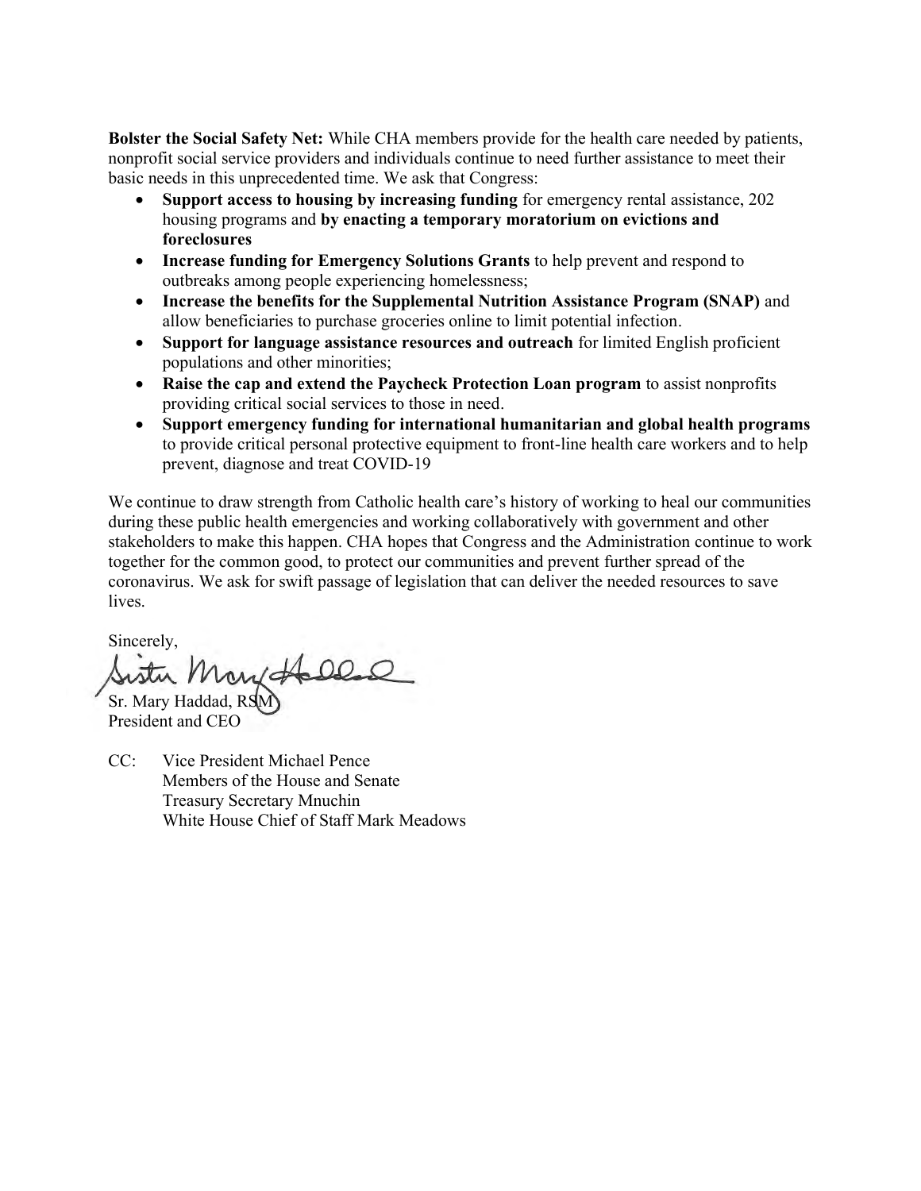**Bolster the Social Safety Net:** While CHA members provide for the health care needed by patients, nonprofit social service providers and individuals continue to need further assistance to meet their basic needs in this unprecedented time. We ask that Congress:

- **Support access to housing by increasing funding** for emergency rental assistance, 202 housing programs and **by enacting a temporary moratorium on evictions and foreclosures**
- **Increase funding for Emergency Solutions Grants** to help prevent and respond to outbreaks among people experiencing homelessness;
- **Increase the benefits for the Supplemental Nutrition Assistance Program (SNAP)** and allow beneficiaries to purchase groceries online to limit potential infection.
- **Support for language assistance resources and outreach** for limited English proficient populations and other minorities;
- **Raise the cap and extend the Paycheck Protection Loan program** to assist nonprofits providing critical social services to those in need.
- **Support emergency funding for international humanitarian and global health programs** to provide critical personal protective equipment to front-line health care workers and to help prevent, diagnose and treat COVID-19

We continue to draw strength from Catholic health care's history of working to heal our communities during these public health emergencies and working collaboratively with government and other stakeholders to make this happen. CHA hopes that Congress and the Administration continue to work together for the common good, to protect our communities and prevent further spread of the coronavirus. We ask for swift passage of legislation that can deliver the needed resources to save lives.

Sincerely,

Sister Mary Haddad

Sr. Mary Haddad, RSM
President and CEO

CC: Vice President Michael Pence
Members of the House and Senate
Treasury Secretary Mnuchin
White House Chief of Staff Mark Meadows